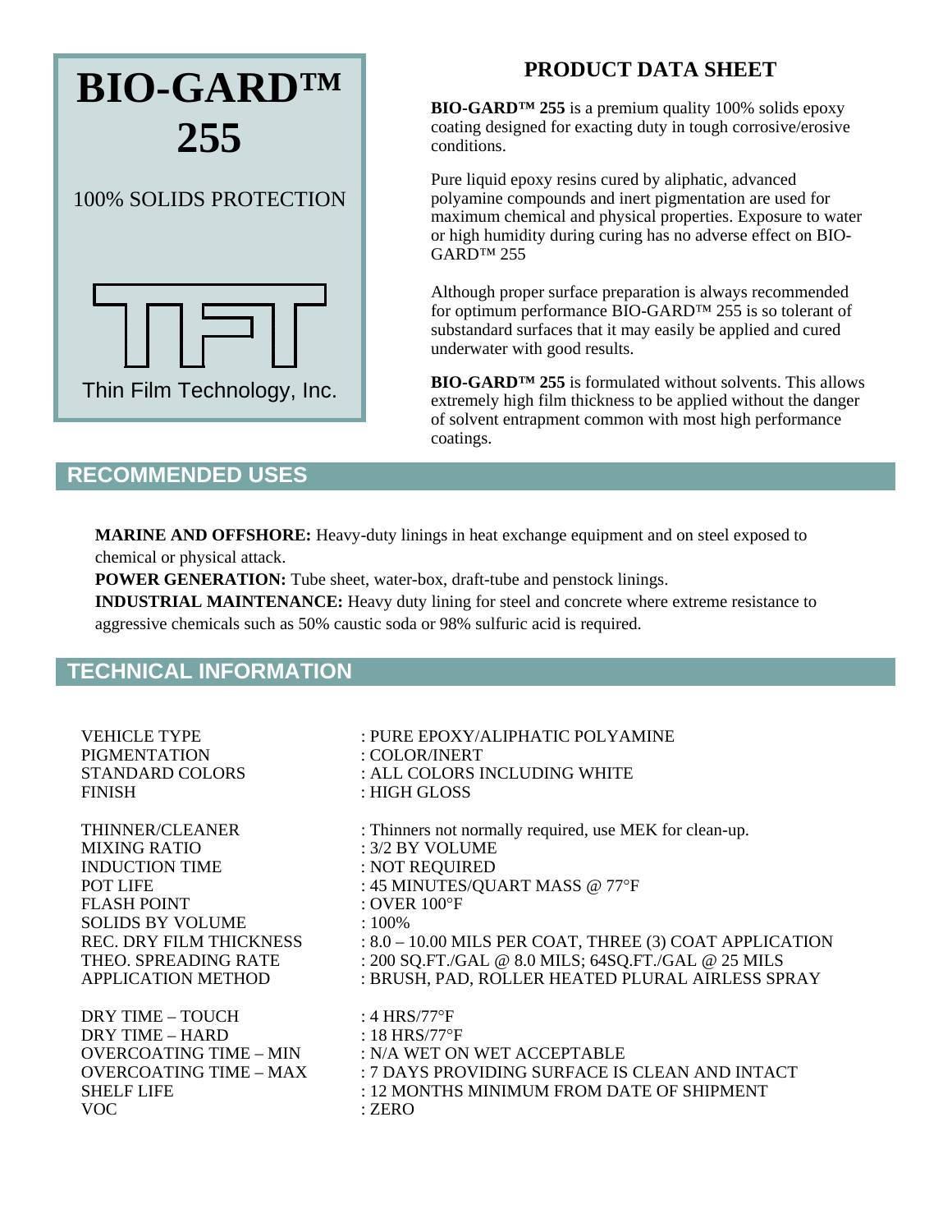# BIO-GARD™ 255

100% SOLIDS PROTECTION

Thin Film Technology, Inc.

## PRODUCT DATA SHEET

**BIO-GARD™ 255** is a premium quality 100% solids epoxy coating designed for exacting duty in tough corrosive/erosive conditions.

Pure liquid epoxy resins cured by aliphatic, advanced polyamine compounds and inert pigmentation are used for maximum chemical and physical properties. Exposure to water or high humidity during curing has no adverse effect on BIO-GARD™ 255

Although proper surface preparation is always recommended for optimum performance BIO-GARD™ 255 is so tolerant of substandard surfaces that it may easily be applied and cured underwater with good results.

**BIO-GARD™ 255** is formulated without solvents. This allows extremely high film thickness to be applied without the danger of solvent entrapment common with most high performance coatings.

## RECOMMENDED USES

**MARINE AND OFFSHORE:** Heavy-duty linings in heat exchange equipment and on steel exposed to chemical or physical attack.
**POWER GENERATION:** Tube sheet, water-box, draft-tube and penstock linings.
**INDUSTRIAL MAINTENANCE:** Heavy duty lining for steel and concrete where extreme resistance to aggressive chemicals such as 50% caustic soda or 98% sulfuric acid is required.

## TECHNICAL INFORMATION

| | |
|---|---|
| VEHICLE TYPE | : PURE EPOXY/ALIPHATIC POLYAMINE |
| PIGMENTATION | : COLOR/INERT |
| STANDARD COLORS | : ALL COLORS INCLUDING WHITE |
| FINISH | : HIGH GLOSS |
| THINNER/CLEANER | : Thinners not normally required, use MEK for clean-up. |
| MIXING RATIO | : 3/2 BY VOLUME |
| INDUCTION TIME | : NOT REQUIRED |
| POT LIFE | : 45 MINUTES/QUART MASS @ 77°F |
| FLASH POINT | : OVER 100°F |
| SOLIDS BY VOLUME | : 100% |
| REC. DRY FILM THICKNESS | : 8.0 – 10.00 MILS PER COAT, THREE (3) COAT APPLICATION |
| THEO. SPREADING RATE | : 200 SQ.FT./GAL @ 8.0 MILS; 64SQ.FT./GAL @ 25 MILS |
| APPLICATION METHOD | : BRUSH, PAD, ROLLER HEATED PLURAL AIRLESS SPRAY |
| DRY TIME – TOUCH | : 4 HRS/77°F |
| DRY TIME – HARD | : 18 HRS/77°F |
| OVERCOATING TIME – MIN | : N/A WET ON WET ACCEPTABLE |
| OVERCOATING TIME – MAX | : 7 DAYS PROVIDING SURFACE IS CLEAN AND INTACT |
| SHELF LIFE | : 12 MONTHS MINIMUM FROM DATE OF SHIPMENT |
| VOC | : ZERO |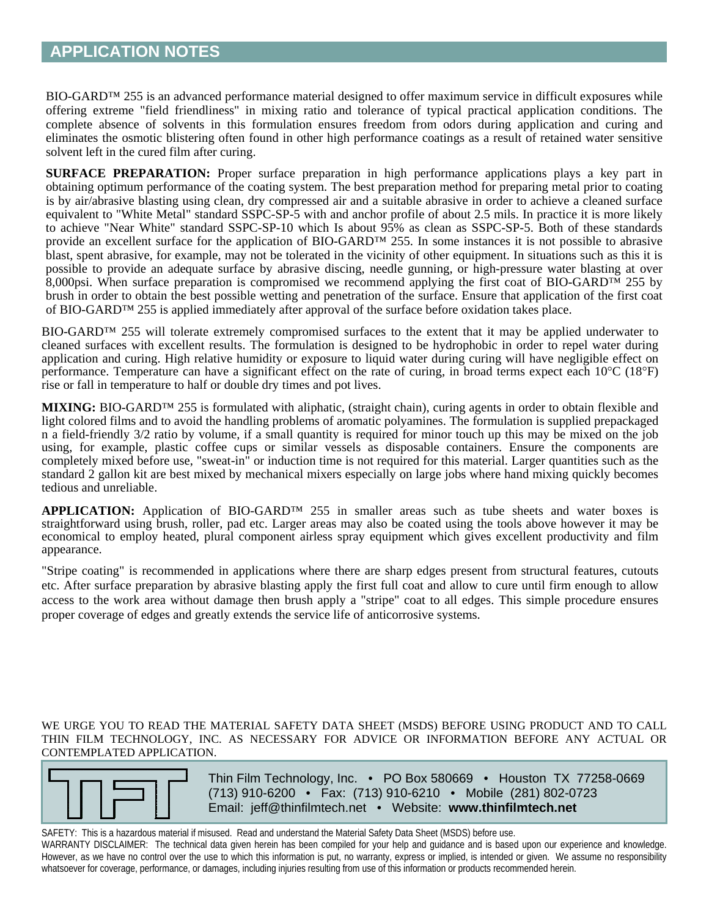## APPLICATION NOTES

BIO-GARD™ 255 is an advanced performance material designed to offer maximum service in difficult exposures while offering extreme "field friendliness" in mixing ratio and tolerance of typical practical application conditions. The complete absence of solvents in this formulation ensures freedom from odors during application and curing and eliminates the osmotic blistering often found in other high performance coatings as a result of retained water sensitive solvent left in the cured film after curing.

**SURFACE PREPARATION:** Proper surface preparation in high performance applications plays a key part in obtaining optimum performance of the coating system. The best preparation method for preparing metal prior to coating is by air/abrasive blasting using clean, dry compressed air and a suitable abrasive in order to achieve a cleaned surface equivalent to "White Metal" standard SSPC-SP-5 with and anchor profile of about 2.5 mils. In practice it is more likely to achieve "Near White" standard SSPC-SP-10 which Is about 95% as clean as SSPC-SP-5. Both of these standards provide an excellent surface for the application of BIO-GARD™ 255. In some instances it is not possible to abrasive blast, spent abrasive, for example, may not be tolerated in the vicinity of other equipment. In situations such as this it is possible to provide an adequate surface by abrasive discing, needle gunning, or high-pressure water blasting at over 8,000psi. When surface preparation is compromised we recommend applying the first coat of BIO-GARD™ 255 by brush in order to obtain the best possible wetting and penetration of the surface. Ensure that application of the first coat of BIO-GARD™ 255 is applied immediately after approval of the surface before oxidation takes place.

BIO-GARD™ 255 will tolerate extremely compromised surfaces to the extent that it may be applied underwater to cleaned surfaces with excellent results. The formulation is designed to be hydrophobic in order to repel water during application and curing. High relative humidity or exposure to liquid water during curing will have negligible effect on performance. Temperature can have a significant effect on the rate of curing, in broad terms expect each 10°C (18°F) rise or fall in temperature to half or double dry times and pot lives.

**MIXING:** BIO-GARD™ 255 is formulated with aliphatic, (straight chain), curing agents in order to obtain flexible and light colored films and to avoid the handling problems of aromatic polyamines. The formulation is supplied prepackaged n a field-friendly 3/2 ratio by volume, if a small quantity is required for minor touch up this may be mixed on the job using, for example, plastic coffee cups or similar vessels as disposable containers. Ensure the components are completely mixed before use, "sweat-in" or induction time is not required for this material. Larger quantities such as the standard 2 gallon kit are best mixed by mechanical mixers especially on large jobs where hand mixing quickly becomes tedious and unreliable.

**APPLICATION:** Application of BIO-GARD™ 255 in smaller areas such as tube sheets and water boxes is straightforward using brush, roller, pad etc. Larger areas may also be coated using the tools above however it may be economical to employ heated, plural component airless spray equipment which gives excellent productivity and film appearance.

"Stripe coating" is recommended in applications where there are sharp edges present from structural features, cutouts etc. After surface preparation by abrasive blasting apply the first full coat and allow to cure until firm enough to allow access to the work area without damage then brush apply a "stripe" coat to all edges. This simple procedure ensures proper coverage of edges and greatly extends the service life of anticorrosive systems.

WE URGE YOU TO READ THE MATERIAL SAFETY DATA SHEET (MSDS) BEFORE USING PRODUCT AND TO CALL THIN FILM TECHNOLOGY, INC. AS NECESSARY FOR ADVICE OR INFORMATION BEFORE ANY ACTUAL OR CONTEMPLATED APPLICATION.

TFT

Thin Film Technology, Inc. • PO Box 580669 • Houston TX 77258-0669
(713) 910-6200 • Fax: (713) 910-6210 • Mobile (281) 802-0723
Email: jeff@thinfilmtech.net • Website: **www.thinfilmtech.net**

SAFETY: This is a hazardous material if misused. Read and understand the Material Safety Data Sheet (MSDS) before use.

WARRANTY DISCLAIMER: The technical data given herein has been compiled for your help and guidance and is based upon our experience and knowledge. However, as we have no control over the use to which this information is put, no warranty, express or implied, is intended or given. We assume no responsibility whatsoever for coverage, performance, or damages, including injuries resulting from use of this information or products recommended herein.